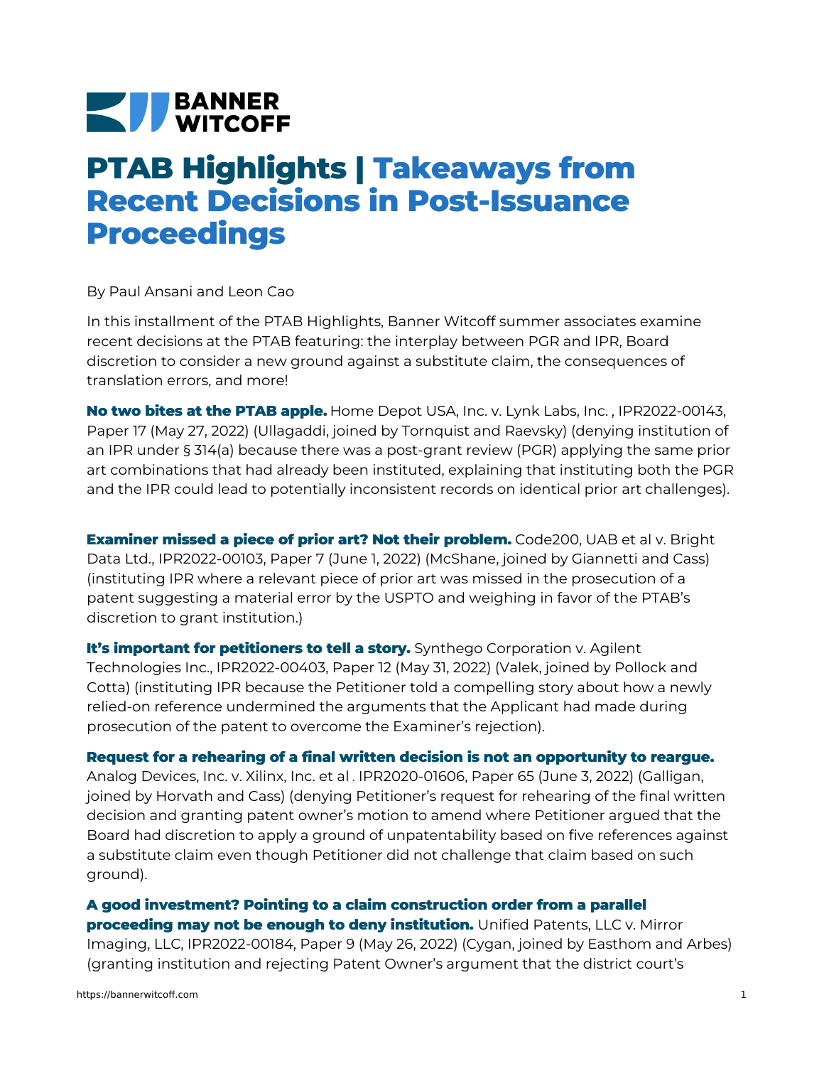BANNER WITCOFF

# PTAB Highlights | Takeaways from Recent Decisions in Post-Issuance Proceedings

By Paul Ansani and Leon Cao

In this installment of the PTAB Highlights, Banner Witcoff summer associates examine recent decisions at the PTAB featuring: the interplay between PGR and IPR, Board discretion to consider a new ground against a substitute claim, the consequences of translation errors, and more!

**No two bites at the PTAB apple.** Home Depot USA, Inc. v. Lynk Labs, Inc. , IPR2022-00143, Paper 17 (May 27, 2022) (Ullagaddi, joined by Tornquist and Raevsky) (denying institution of an IPR under § 314(a) because there was a post-grant review (PGR) applying the same prior art combinations that had already been instituted, explaining that instituting both the PGR and the IPR could lead to potentially inconsistent records on identical prior art challenges).

**Examiner missed a piece of prior art? Not their problem.** Code200, UAB et al v. Bright Data Ltd., IPR2022-00103, Paper 7 (June 1, 2022) (McShane, joined by Giannetti and Cass) (instituting IPR where a relevant piece of prior art was missed in the prosecution of a patent suggesting a material error by the USPTO and weighing in favor of the PTAB's discretion to grant institution.)

**It's important for petitioners to tell a story.** Synthego Corporation v. Agilent Technologies Inc., IPR2022-00403, Paper 12 (May 31, 2022) (Valek, joined by Pollock and Cotta) (instituting IPR because the Petitioner told a compelling story about how a newly relied-on reference undermined the arguments that the Applicant had made during prosecution of the patent to overcome the Examiner's rejection).

**Request for a rehearing of a final written decision is not an opportunity to reargue.** Analog Devices, Inc. v. Xilinx, Inc. et al . IPR2020-01606, Paper 65 (June 3, 2022) (Galligan, joined by Horvath and Cass) (denying Petitioner's request for rehearing of the final written decision and granting patent owner's motion to amend where Petitioner argued that the Board had discretion to apply a ground of unpatentability based on five references against a substitute claim even though Petitioner did not challenge that claim based on such ground).

**A good investment? Pointing to a claim construction order from a parallel proceeding may not be enough to deny institution.** Unified Patents, LLC v. Mirror Imaging, LLC, IPR2022-00184, Paper 9 (May 26, 2022) (Cygan, joined by Easthom and Arbes) (granting institution and rejecting Patent Owner's argument that the district court's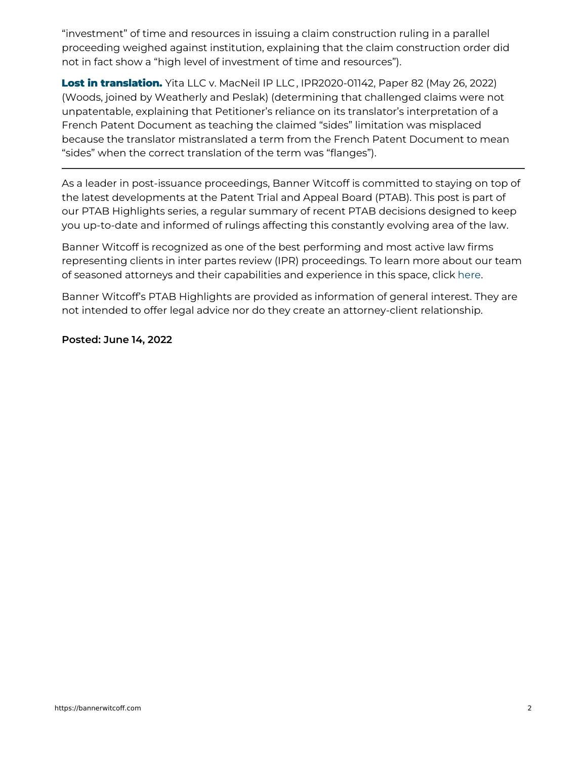"investment" of time and resources in issuing a claim construction ruling in a parallel proceeding weighed against institution, explaining that the claim construction order did not in fact show a "high level of investment of time and resources").

**Lost in translation.** Yita LLC v. MacNeil IP LLC, IPR2020-01142, Paper 82 (May 26, 2022) (Woods, joined by Weatherly and Peslak) (determining that challenged claims were not unpatentable, explaining that Petitioner's reliance on its translator's interpretation of a French Patent Document as teaching the claimed "sides" limitation was misplaced because the translator mistranslated a term from the French Patent Document to mean "sides" when the correct translation of the term was "flanges").

---

As a leader in post-issuance proceedings, Banner Witcoff is committed to staying on top of the latest developments at the Patent Trial and Appeal Board (PTAB). This post is part of our PTAB Highlights series, a regular summary of recent PTAB decisions designed to keep you up-to-date and informed of rulings affecting this constantly evolving area of the law.

Banner Witcoff is recognized as one of the best performing and most active law firms representing clients in inter partes review (IPR) proceedings. To learn more about our team of seasoned attorneys and their capabilities and experience in this space, click here.

Banner Witcoff's PTAB Highlights are provided as information of general interest. They are not intended to offer legal advice nor do they create an attorney-client relationship.

**Posted: June 14, 2022**